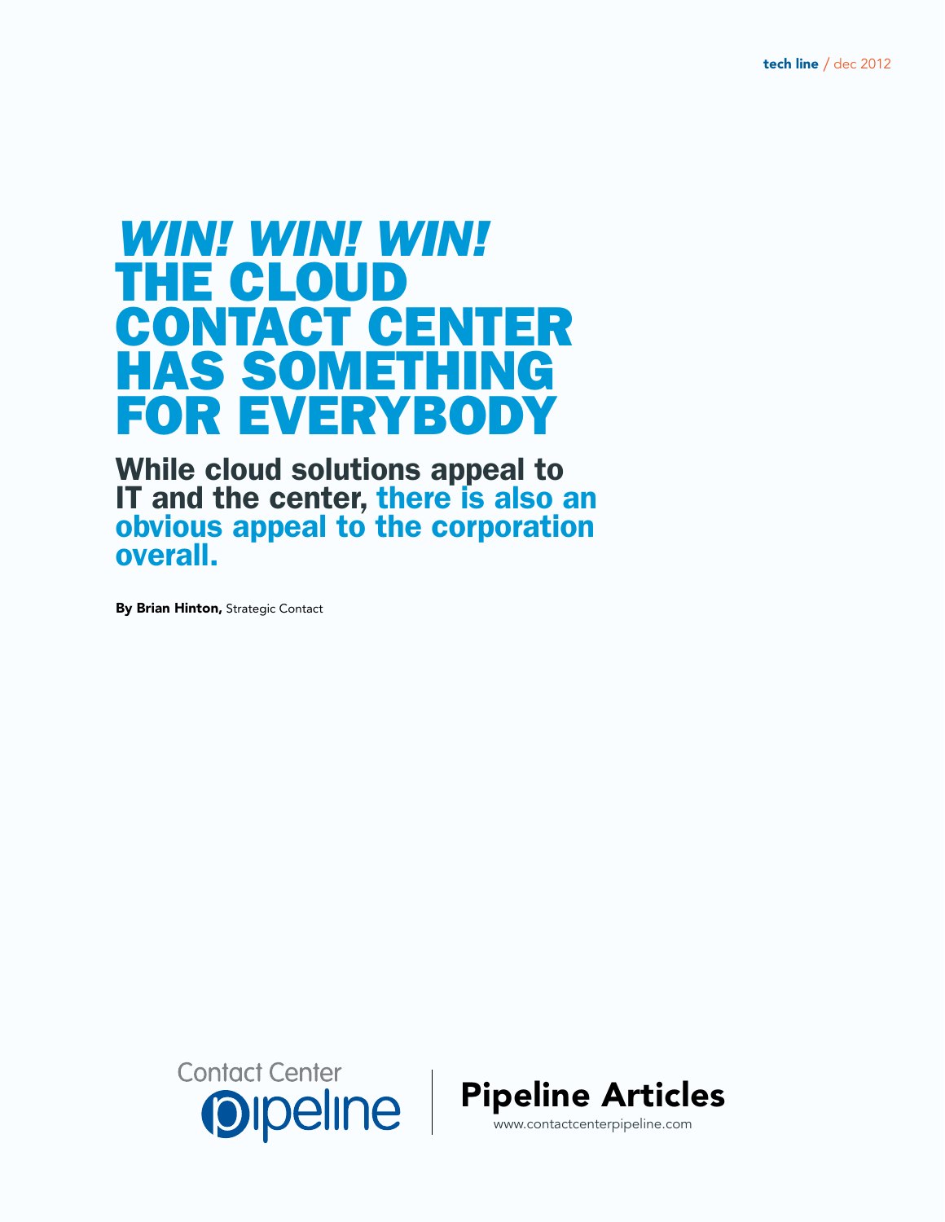# *WIN! WIN! WIN!* THE CLOUD CONTACT CENTER HAS SOMETHING FOR EVERYBODY

## While cloud solutions appeal to IT and the center, there is also an obvious appeal to the corporation overall.

**By Brian Hinton,** Strategic Contact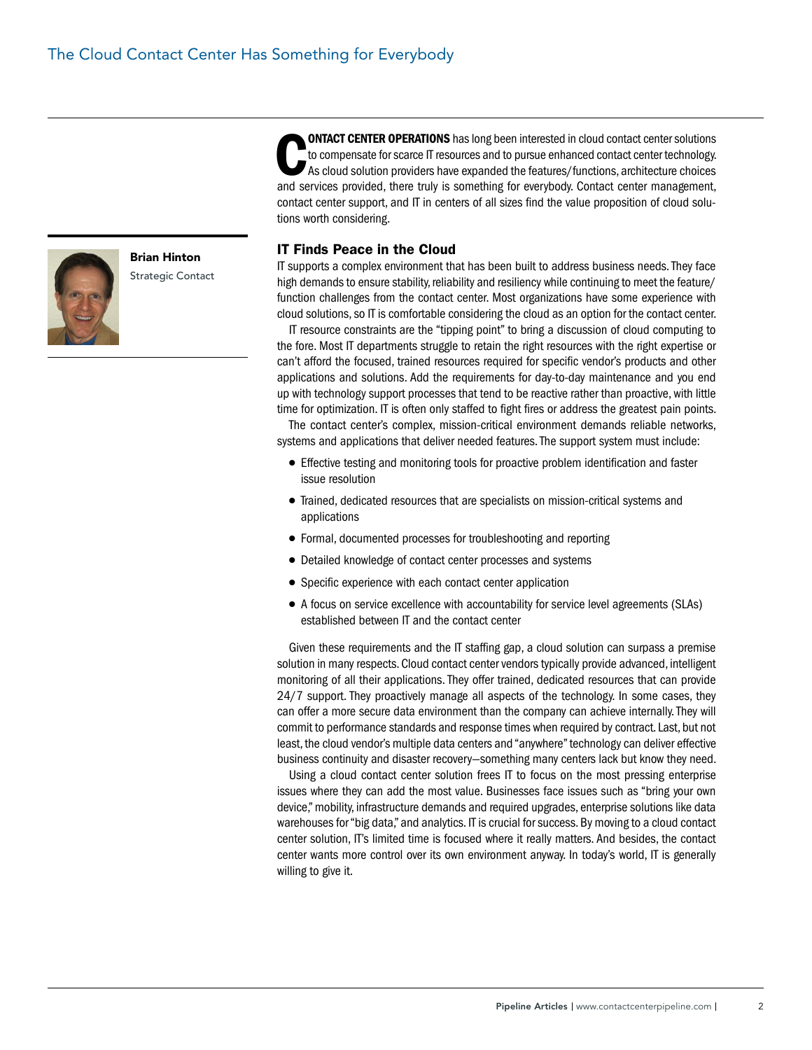# The Cloud Contact Center Has Something for Everybody

**Brian Hinton**
Strategic Contact

**CONTACT CENTER OPERATIONS** has long been interested in cloud contact center solutions to compensate for scarce IT resources and to pursue enhanced contact center technology. As cloud solution providers have expanded the features/functions, architecture choices and services provided, there truly is something for everybody. Contact center management, contact center support, and IT in centers of all sizes find the value proposition of cloud solutions worth considering.

## IT Finds Peace in the Cloud

IT supports a complex environment that has been built to address business needs. They face high demands to ensure stability, reliability and resiliency while continuing to meet the feature/function challenges from the contact center. Most organizations have some experience with cloud solutions, so IT is comfortable considering the cloud as an option for the contact center.

IT resource constraints are the "tipping point" to bring a discussion of cloud computing to the fore. Most IT departments struggle to retain the right resources with the right expertise or can't afford the focused, trained resources required for specific vendor's products and other applications and solutions. Add the requirements for day-to-day maintenance and you end up with technology support processes that tend to be reactive rather than proactive, with little time for optimization. IT is often only staffed to fight fires or address the greatest pain points.

The contact center's complex, mission-critical environment demands reliable networks, systems and applications that deliver needed features. The support system must include:

- Effective testing and monitoring tools for proactive problem identification and faster issue resolution
- Trained, dedicated resources that are specialists on mission-critical systems and applications
- Formal, documented processes for troubleshooting and reporting
- Detailed knowledge of contact center processes and systems
- Specific experience with each contact center application
- A focus on service excellence with accountability for service level agreements (SLAs) established between IT and the contact center

Given these requirements and the IT staffing gap, a cloud solution can surpass a premise solution in many respects. Cloud contact center vendors typically provide advanced, intelligent monitoring of all their applications. They offer trained, dedicated resources that can provide 24/7 support. They proactively manage all aspects of the technology. In some cases, they can offer a more secure data environment than the company can achieve internally. They will commit to performance standards and response times when required by contract. Last, but not least, the cloud vendor's multiple data centers and "anywhere" technology can deliver effective business continuity and disaster recovery—something many centers lack but know they need.

Using a cloud contact center solution frees IT to focus on the most pressing enterprise issues where they can add the most value. Businesses face issues such as "bring your own device," mobility, infrastructure demands and required upgrades, enterprise solutions like data warehouses for "big data," and analytics. IT is crucial for success. By moving to a cloud contact center solution, IT's limited time is focused where it really matters. And besides, the contact center wants more control over its own environment anyway. In today's world, IT is generally willing to give it.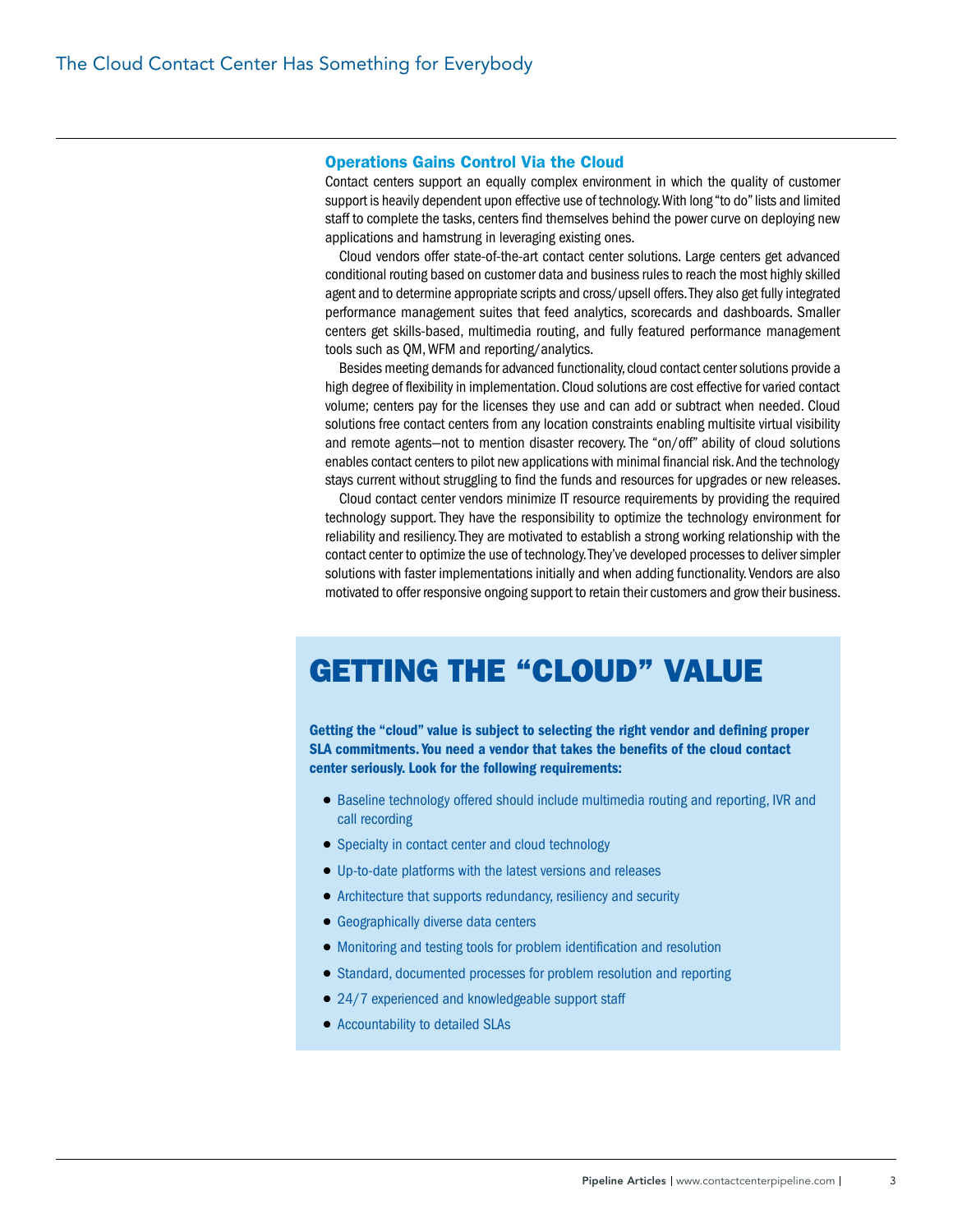## Operations Gains Control Via the Cloud

Contact centers support an equally complex environment in which the quality of customer support is heavily dependent upon effective use of technology. With long "to do" lists and limited staff to complete the tasks, centers find themselves behind the power curve on deploying new applications and hamstrung in leveraging existing ones.

Cloud vendors offer state-of-the-art contact center solutions. Large centers get advanced conditional routing based on customer data and business rules to reach the most highly skilled agent and to determine appropriate scripts and cross/upsell offers. They also get fully integrated performance management suites that feed analytics, scorecards and dashboards. Smaller centers get skills-based, multimedia routing, and fully featured performance management tools such as QM, WFM and reporting/analytics.

Besides meeting demands for advanced functionality, cloud contact center solutions provide a high degree of flexibility in implementation. Cloud solutions are cost effective for varied contact volume; centers pay for the licenses they use and can add or subtract when needed. Cloud solutions free contact centers from any location constraints enabling multisite virtual visibility and remote agents—not to mention disaster recovery. The "on/off" ability of cloud solutions enables contact centers to pilot new applications with minimal financial risk. And the technology stays current without struggling to find the funds and resources for upgrades or new releases.

Cloud contact center vendors minimize IT resource requirements by providing the required technology support. They have the responsibility to optimize the technology environment for reliability and resiliency. They are motivated to establish a strong working relationship with the contact center to optimize the use of technology. They've developed processes to deliver simpler solutions with faster implementations initially and when adding functionality. Vendors are also motivated to offer responsive ongoing support to retain their customers and grow their business.

# GETTING THE "CLOUD" VALUE

**Getting the "cloud" value is subject to selecting the right vendor and defining proper SLA commitments. You need a vendor that takes the benefits of the cloud contact center seriously. Look for the following requirements:**

- Baseline technology offered should include multimedia routing and reporting, IVR and call recording
- Specialty in contact center and cloud technology
- Up-to-date platforms with the latest versions and releases
- Architecture that supports redundancy, resiliency and security
- Geographically diverse data centers
- Monitoring and testing tools for problem identification and resolution
- Standard, documented processes for problem resolution and reporting
- 24/7 experienced and knowledgeable support staff
- Accountability to detailed SLAs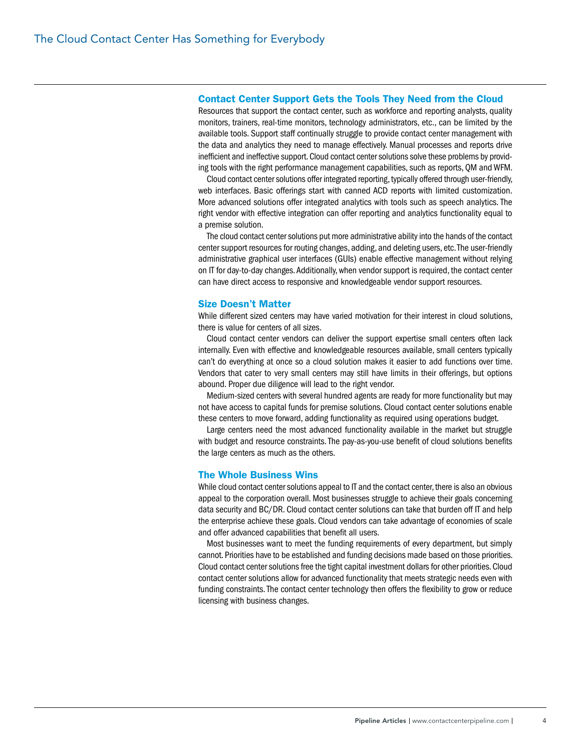## Contact Center Support Gets the Tools They Need from the Cloud

Resources that support the contact center, such as workforce and reporting analysts, quality monitors, trainers, real-time monitors, technology administrators, etc., can be limited by the available tools. Support staff continually struggle to provide contact center management with the data and analytics they need to manage effectively. Manual processes and reports drive inefficient and ineffective support. Cloud contact center solutions solve these problems by providing tools with the right performance management capabilities, such as reports, QM and WFM.

Cloud contact center solutions offer integrated reporting, typically offered through user-friendly, web interfaces. Basic offerings start with canned ACD reports with limited customization. More advanced solutions offer integrated analytics with tools such as speech analytics. The right vendor with effective integration can offer reporting and analytics functionality equal to a premise solution.

The cloud contact center solutions put more administrative ability into the hands of the contact center support resources for routing changes, adding, and deleting users, etc. The user-friendly administrative graphical user interfaces (GUIs) enable effective management without relying on IT for day-to-day changes. Additionally, when vendor support is required, the contact center can have direct access to responsive and knowledgeable vendor support resources.

## Size Doesn't Matter

While different sized centers may have varied motivation for their interest in cloud solutions, there is value for centers of all sizes.

Cloud contact center vendors can deliver the support expertise small centers often lack internally. Even with effective and knowledgeable resources available, small centers typically can't do everything at once so a cloud solution makes it easier to add functions over time. Vendors that cater to very small centers may still have limits in their offerings, but options abound. Proper due diligence will lead to the right vendor.

Medium-sized centers with several hundred agents are ready for more functionality but may not have access to capital funds for premise solutions. Cloud contact center solutions enable these centers to move forward, adding functionality as required using operations budget.

Large centers need the most advanced functionality available in the market but struggle with budget and resource constraints. The pay-as-you-use benefit of cloud solutions benefits the large centers as much as the others.

## The Whole Business Wins

While cloud contact center solutions appeal to IT and the contact center, there is also an obvious appeal to the corporation overall. Most businesses struggle to achieve their goals concerning data security and BC/DR. Cloud contact center solutions can take that burden off IT and help the enterprise achieve these goals. Cloud vendors can take advantage of economies of scale and offer advanced capabilities that benefit all users.

Most businesses want to meet the funding requirements of every department, but simply cannot. Priorities have to be established and funding decisions made based on those priorities. Cloud contact center solutions free the tight capital investment dollars for other priorities. Cloud contact center solutions allow for advanced functionality that meets strategic needs even with funding constraints. The contact center technology then offers the flexibility to grow or reduce licensing with business changes.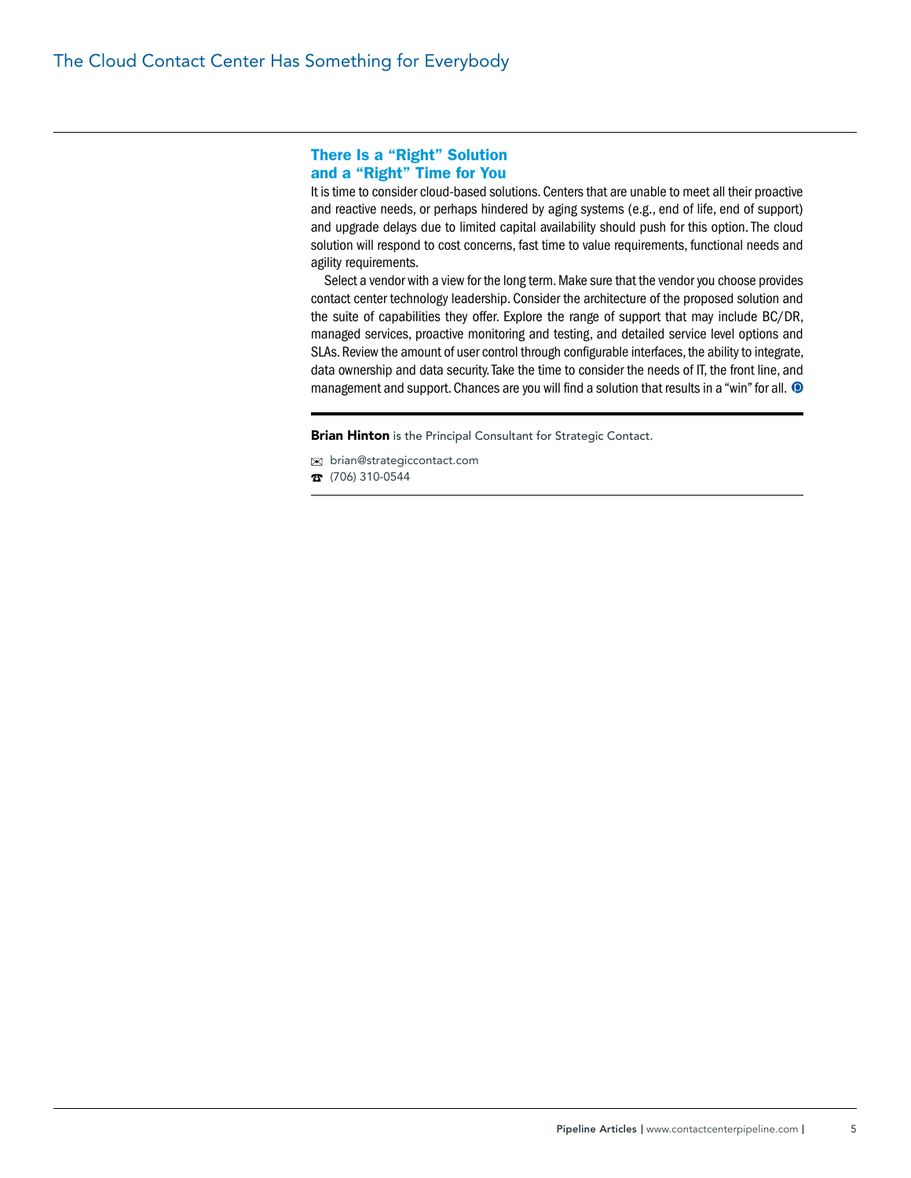## There Is a "Right" Solution and a "Right" Time for You

It is time to consider cloud-based solutions. Centers that are unable to meet all their proactive and reactive needs, or perhaps hindered by aging systems (e.g., end of life, end of support) and upgrade delays due to limited capital availability should push for this option. The cloud solution will respond to cost concerns, fast time to value requirements, functional needs and agility requirements.

Select a vendor with a view for the long term. Make sure that the vendor you choose provides contact center technology leadership. Consider the architecture of the proposed solution and the suite of capabilities they offer. Explore the range of support that may include BC/DR, managed services, proactive monitoring and testing, and detailed service level options and SLAs. Review the amount of user control through configurable interfaces, the ability to integrate, data ownership and data security. Take the time to consider the needs of IT, the front line, and management and support. Chances are you will find a solution that results in a "win" for all.

---

**Brian Hinton** is the Principal Consultant for Strategic Contact.

✉ brian@strategiccontact.com
☎ (706) 310-0544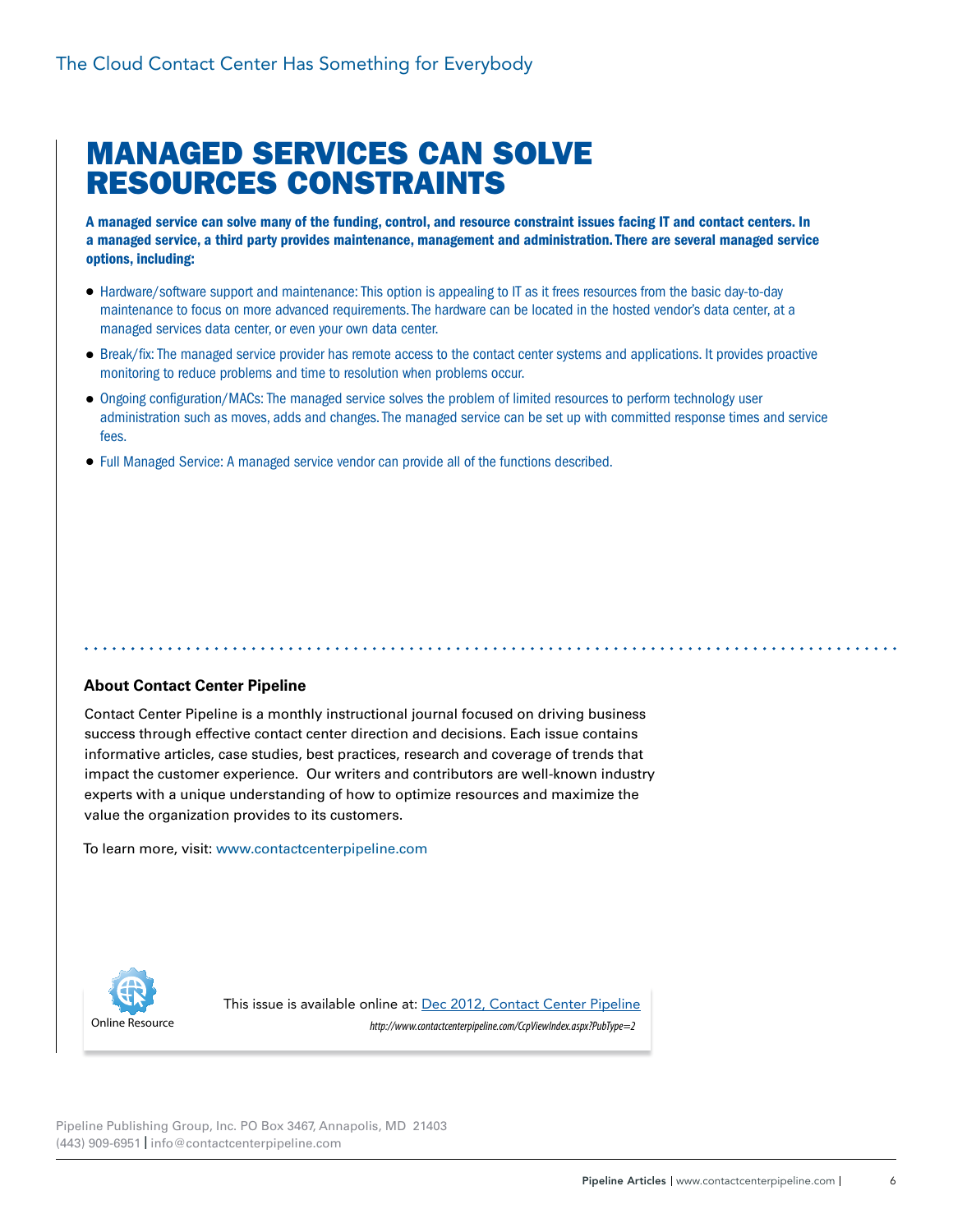# MANAGED SERVICES CAN SOLVE RESOURCES CONSTRAINTS

**A managed service can solve many of the funding, control, and resource constraint issues facing IT and contact centers. In a managed service, a third party provides maintenance, management and administration. There are several managed service options, including:**

- Hardware/software support and maintenance: This option is appealing to IT as it frees resources from the basic day-to-day maintenance to focus on more advanced requirements. The hardware can be located in the hosted vendor's data center, at a managed services data center, or even your own data center.
- Break/fix: The managed service provider has remote access to the contact center systems and applications. It provides proactive monitoring to reduce problems and time to resolution when problems occur.
- Ongoing configuration/MACs: The managed service solves the problem of limited resources to perform technology user administration such as moves, adds and changes. The managed service can be set up with committed response times and service fees.
- Full Managed Service: A managed service vendor can provide all of the functions described.

**About Contact Center Pipeline**

Contact Center Pipeline is a monthly instructional journal focused on driving business success through effective contact center direction and decisions. Each issue contains informative articles, case studies, best practices, research and coverage of trends that impact the customer experience. Our writers and contributors are well-known industry experts with a unique understanding of how to optimize resources and maximize the value the organization provides to its customers.

To learn more, visit: www.contactcenterpipeline.com

Online Resource

This issue is available online at: Dec 2012, Contact Center Pipeline

*http://www.contactcenterpipeline.com/CcpViewIndex.aspx?PubType=2*

Pipeline Publishing Group, Inc. PO Box 3467, Annapolis, MD 21403
(443) 909-6951 | info@contactcenterpipeline.com